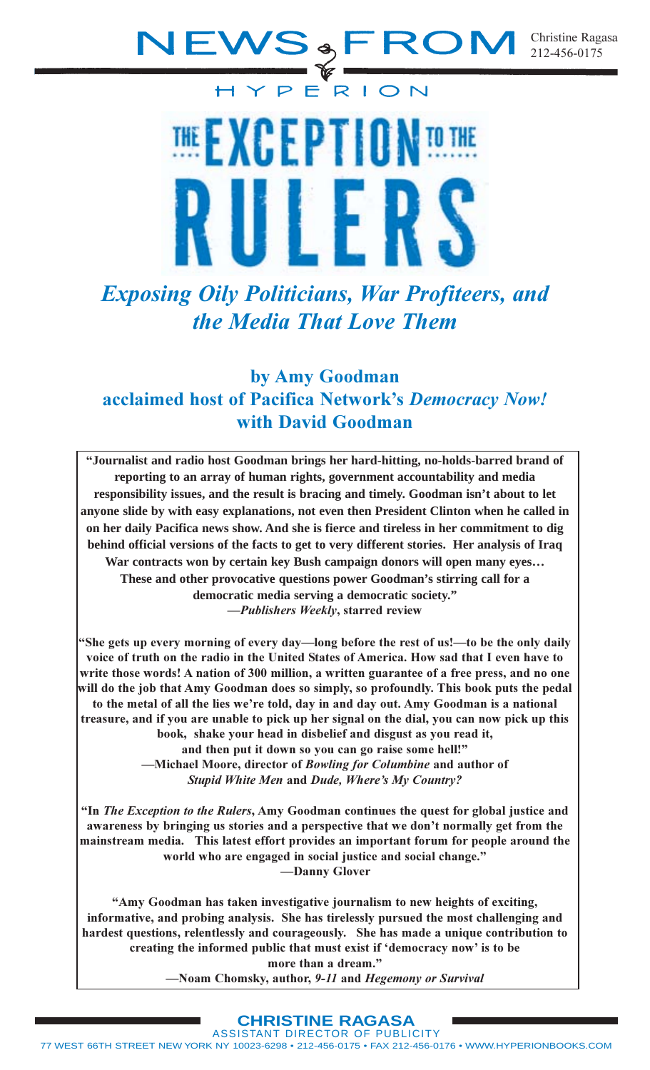# NEWS FROM HYPERION

Christine Ragasa
212-456-0175

# THE EXCEPTION TO THE RULERS

## *Exposing Oily Politicians, War Profiteers, and the Media That Love Them*

### by Amy Goodman
### acclaimed host of Pacifica Network's *Democracy Now!*
### with David Goodman

**"Journalist and radio host Goodman brings her hard-hitting, no-holds-barred brand of reporting to an array of human rights, government accountability and media responsibility issues, and the result is bracing and timely. Goodman isn't about to let anyone slide by with easy explanations, not even then President Clinton when he called in on her daily Pacifica news show. And she is fierce and tireless in her commitment to dig behind official versions of the facts to get to very different stories. Her analysis of Iraq War contracts won by certain key Bush campaign donors will open many eyes… These and other provocative questions power Goodman's stirring call for a democratic media serving a democratic society."**
**—*Publishers Weekly*, starred review**

**"She gets up every morning of every day—long before the rest of us!—to be the only daily voice of truth on the radio in the United States of America. How sad that I even have to write those words! A nation of 300 million, a written guarantee of a free press, and no one will do the job that Amy Goodman does so simply, so profoundly. This book puts the pedal to the metal of all the lies we're told, day in and day out. Amy Goodman is a national treasure, and if you are unable to pick up her signal on the dial, you can now pick up this book, shake your head in disbelief and disgust as you read it, and then put it down so you can go raise some hell!"**
**—Michael Moore, director of *Bowling for Columbine* and author of *Stupid White Men* and *Dude, Where's My Country?***

**"In *The Exception to the Rulers*, Amy Goodman continues the quest for global justice and awareness by bringing us stories and a perspective that we don't normally get from the mainstream media. This latest effort provides an important forum for people around the world who are engaged in social justice and social change."**
**—Danny Glover**

**"Amy Goodman has taken investigative journalism to new heights of exciting, informative, and probing analysis. She has tirelessly pursued the most challenging and hardest questions, relentlessly and courageously. She has made a unique contribution to creating the informed public that must exist if 'democracy now' is to be more than a dream."**
**—Noam Chomsky, author, *9-11* and *Hegemony or Survival***

**CHRISTINE RAGASA**
ASSISTANT DIRECTOR OF PUBLICITY
77 WEST 66TH STREET NEW YORK NY 10023-6298 • 212-456-0175 • FAX 212-456-0176 • WWW.HYPERIONBOOKS.COM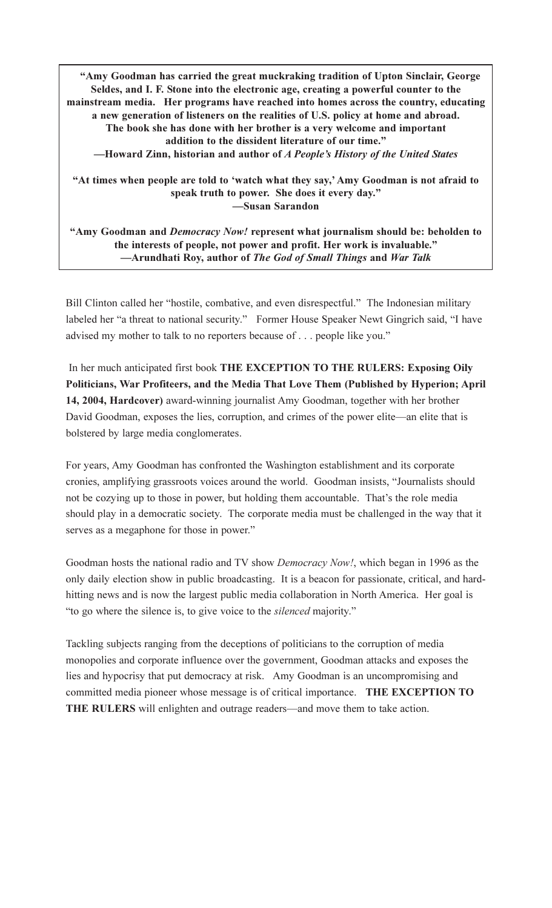**"Amy Goodman has carried the great muckraking tradition of Upton Sinclair, George Seldes, and I. F. Stone into the electronic age, creating a powerful counter to the mainstream media. Her programs have reached into homes across the country, educating a new generation of listeners on the realities of U.S. policy at home and abroad. The book she has done with her brother is a very welcome and important addition to the dissident literature of our time."**
**—Howard Zinn, historian and author of *A People's History of the United States***

**"At times when people are told to 'watch what they say,' Amy Goodman is not afraid to speak truth to power. She does it every day."**
**—Susan Sarandon**

**"Amy Goodman and *Democracy Now!* represent what journalism should be: beholden to the interests of people, not power and profit. Her work is invaluable."**
**—Arundhati Roy, author of *The God of Small Things* and *War Talk***

Bill Clinton called her "hostile, combative, and even disrespectful." The Indonesian military labeled her "a threat to national security." Former House Speaker Newt Gingrich said, "I have advised my mother to talk to no reporters because of . . . people like you."

In her much anticipated first book **THE EXCEPTION TO THE RULERS: Exposing Oily Politicians, War Profiteers, and the Media That Love Them (Published by Hyperion; April 14, 2004, Hardcover)** award-winning journalist Amy Goodman, together with her brother David Goodman, exposes the lies, corruption, and crimes of the power elite—an elite that is bolstered by large media conglomerates.

For years, Amy Goodman has confronted the Washington establishment and its corporate cronies, amplifying grassroots voices around the world. Goodman insists, "Journalists should not be cozying up to those in power, but holding them accountable. That's the role media should play in a democratic society. The corporate media must be challenged in the way that it serves as a megaphone for those in power."

Goodman hosts the national radio and TV show *Democracy Now!*, which began in 1996 as the only daily election show in public broadcasting. It is a beacon for passionate, critical, and hard-hitting news and is now the largest public media collaboration in North America. Her goal is "to go where the silence is, to give voice to the *silenced* majority."

Tackling subjects ranging from the deceptions of politicians to the corruption of media monopolies and corporate influence over the government, Goodman attacks and exposes the lies and hypocrisy that put democracy at risk. Amy Goodman is an uncompromising and committed media pioneer whose message is of critical importance. **THE EXCEPTION TO THE RULERS** will enlighten and outrage readers—and move them to take action.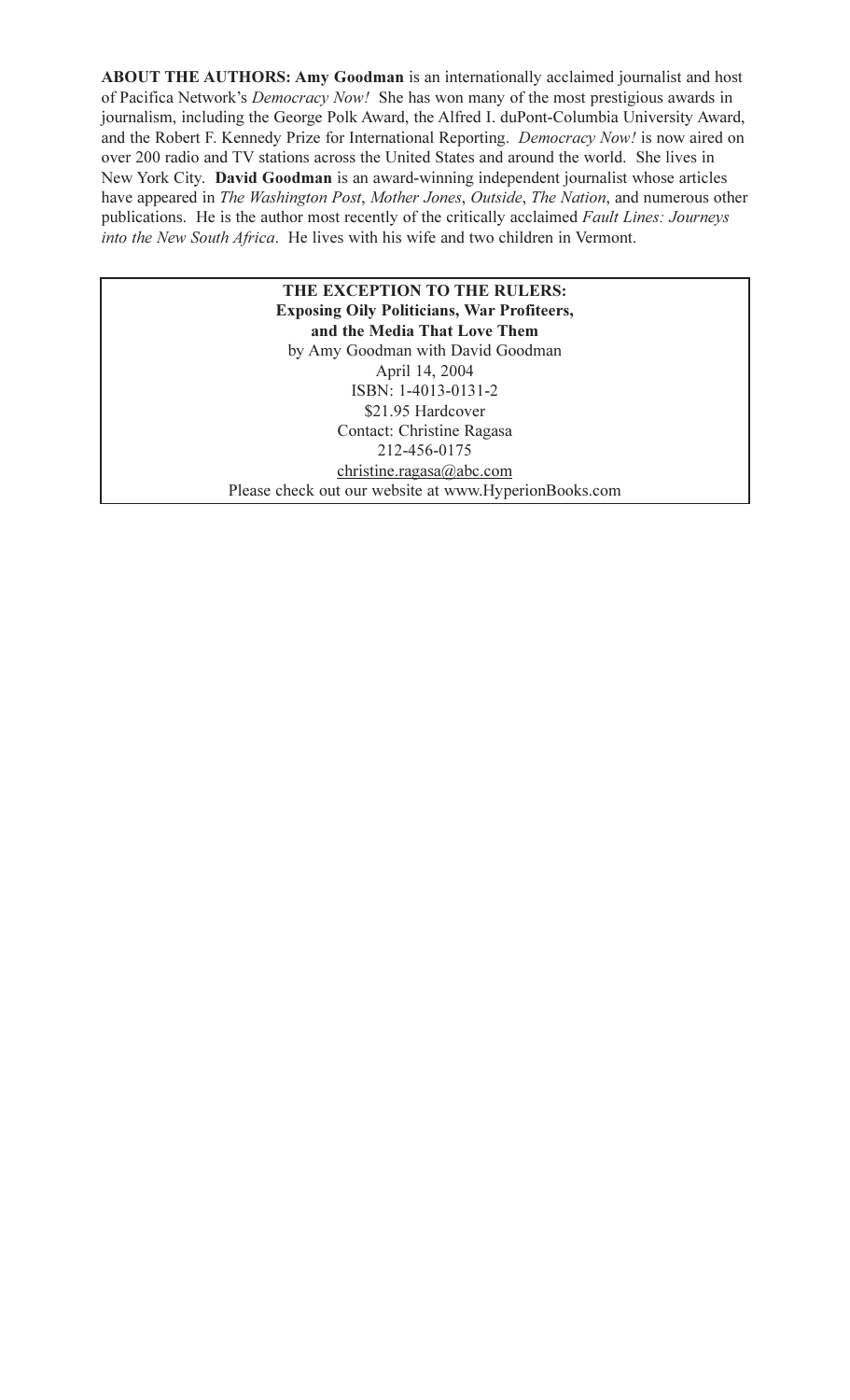**ABOUT THE AUTHORS: Amy Goodman** is an internationally acclaimed journalist and host of Pacifica Network's *Democracy Now!* She has won many of the most prestigious awards in journalism, including the George Polk Award, the Alfred I. duPont-Columbia University Award, and the Robert F. Kennedy Prize for International Reporting. *Democracy Now!* is now aired on over 200 radio and TV stations across the United States and around the world. She lives in New York City. **David Goodman** is an award-winning independent journalist whose articles have appeared in *The Washington Post*, *Mother Jones*, *Outside*, *The Nation*, and numerous other publications. He is the author most recently of the critically acclaimed *Fault Lines: Journeys into the New South Africa*. He lives with his wife and two children in Vermont.

**THE EXCEPTION TO THE RULERS:**
**Exposing Oily Politicians, War Profiteers,**
**and the Media That Love Them**
by Amy Goodman with David Goodman
April 14, 2004
ISBN: 1-4013-0131-2
$21.95 Hardcover
Contact: Christine Ragasa
212-456-0175
christine.ragasa@abc.com
Please check out our website at www.HyperionBooks.com